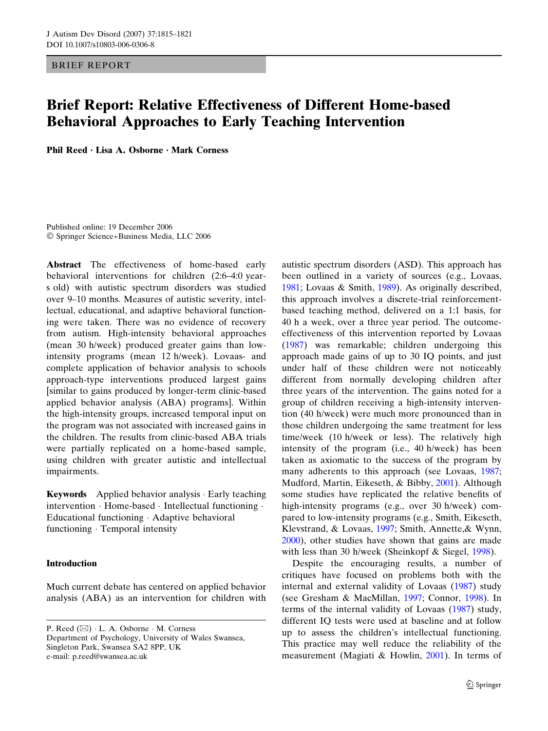BRIEF REPORT

# Brief Report: Relative Effectiveness of Different Home-based Behavioral Approaches to Early Teaching Intervention

**Phil Reed · Lisa A. Osborne · Mark Corness**

Published online: 19 December 2006
© Springer Science+Business Media, LLC 2006

**Abstract** The effectiveness of home-based early behavioral interventions for children (2:6–4:0 years old) with autistic spectrum disorders was studied over 9–10 months. Measures of autistic severity, intellectual, educational, and adaptive behavioral functioning were taken. There was no evidence of recovery from autism. High-intensity behavioral approaches (mean 30 h/week) produced greater gains than low-intensity programs (mean 12 h/week). Lovaas- and complete application of behavior analysis to schools approach-type interventions produced largest gains [similar to gains produced by longer-term clinic-based applied behavior analysis (ABA) programs]. Within the high-intensity groups, increased temporal input on the program was not associated with increased gains in the children. The results from clinic-based ABA trials were partially replicated on a home-based sample, using children with greater autistic and intellectual impairments.

**Keywords** Applied behavior analysis · Early teaching intervention · Home-based · Intellectual functioning · Educational functioning · Adaptive behavioral functioning · Temporal intensity

## Introduction

Much current debate has centered on applied behavior analysis (ABA) as an intervention for children with autistic spectrum disorders (ASD). This approach has been outlined in a variety of sources (e.g., Lovaas, 1981; Lovaas & Smith, 1989). As originally described, this approach involves a discrete-trial reinforcement-based teaching method, delivered on a 1:1 basis, for 40 h a week, over a three year period. The outcome-effectiveness of this intervention reported by Lovaas (1987) was remarkable; children undergoing this approach made gains of up to 30 IQ points, and just under half of these children were not noticeably different from normally developing children after three years of the intervention. The gains noted for a group of children receiving a high-intensity intervention (40 h/week) were much more pronounced than in those children undergoing the same treatment for less time/week (10 h/week or less). The relatively high intensity of the program (i.e., 40 h/week) has been taken as axiomatic to the success of the program by many adherents to this approach (see Lovaas, 1987; Mudford, Martin, Eikeseth, & Bibby, 2001). Although some studies have replicated the relative benefits of high-intensity programs (e.g., over 30 h/week) compared to low-intensity programs (e.g., Smith, Eikeseth, Klevstrand, & Lovaas, 1997; Smith, Annette, & Wynn, 2000), other studies have shown that gains are made with less than 30 h/week (Sheinkopf & Siegel, 1998).

Despite the encouraging results, a number of critiques have focused on problems both with the internal and external validity of Lovaas (1987) study (see Gresham & MacMillan, 1997; Connor, 1998). In terms of the internal validity of Lovaas (1987) study, different IQ tests were used at baseline and at follow up to assess the children's intellectual functioning. This practice may well reduce the reliability of the measurement (Magiati & Howlin, 2001). In terms of

P. Reed (✉) · L. A. Osborne · M. Corness
Department of Psychology, University of Wales Swansea, Singleton Park, Swansea SA2 8PP, UK
e-mail: p.reed@swansea.ac.uk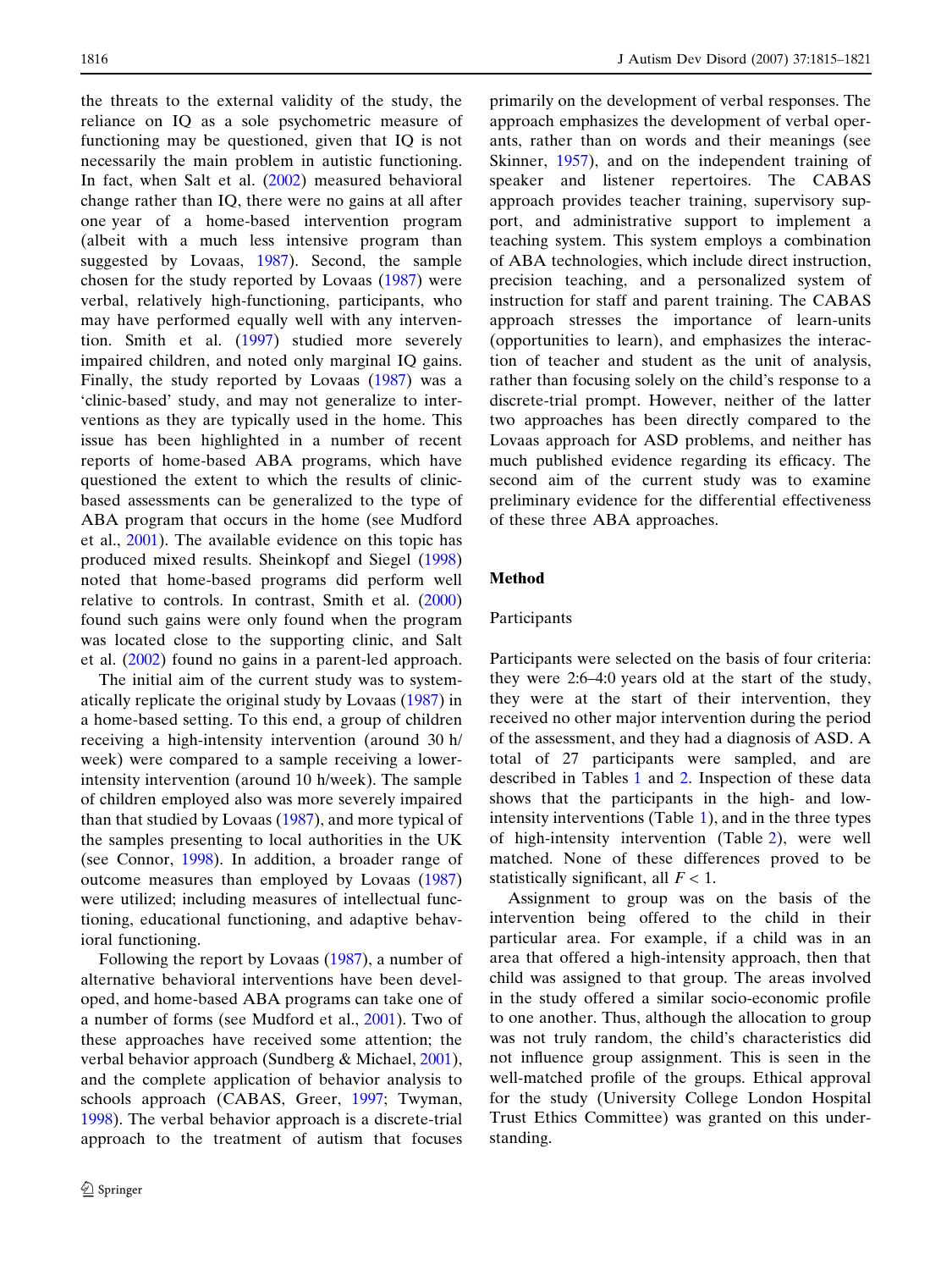the threats to the external validity of the study, the reliance on IQ as a sole psychometric measure of functioning may be questioned, given that IQ is not necessarily the main problem in autistic functioning. In fact, when Salt et al. (2002) measured behavioral change rather than IQ, there were no gains at all after one year of a home-based intervention program (albeit with a much less intensive program than suggested by Lovaas, 1987). Second, the sample chosen for the study reported by Lovaas (1987) were verbal, relatively high-functioning, participants, who may have performed equally well with any intervention. Smith et al. (1997) studied more severely impaired children, and noted only marginal IQ gains. Finally, the study reported by Lovaas (1987) was a 'clinic-based' study, and may not generalize to interventions as they are typically used in the home. This issue has been highlighted in a number of recent reports of home-based ABA programs, which have questioned the extent to which the results of clinic-based assessments can be generalized to the type of ABA program that occurs in the home (see Mudford et al., 2001). The available evidence on this topic has produced mixed results. Sheinkopf and Siegel (1998) noted that home-based programs did perform well relative to controls. In contrast, Smith et al. (2000) found such gains were only found when the program was located close to the supporting clinic, and Salt et al. (2002) found no gains in a parent-led approach.

The initial aim of the current study was to systematically replicate the original study by Lovaas (1987) in a home-based setting. To this end, a group of children receiving a high-intensity intervention (around 30 h/week) were compared to a sample receiving a lower-intensity intervention (around 10 h/week). The sample of children employed also was more severely impaired than that studied by Lovaas (1987), and more typical of the samples presenting to local authorities in the UK (see Connor, 1998). In addition, a broader range of outcome measures than employed by Lovaas (1987) were utilized; including measures of intellectual functioning, educational functioning, and adaptive behavioral functioning.

Following the report by Lovaas (1987), a number of alternative behavioral interventions have been developed, and home-based ABA programs can take one of a number of forms (see Mudford et al., 2001). Two of these approaches have received some attention; the verbal behavior approach (Sundberg & Michael, 2001), and the complete application of behavior analysis to schools approach (CABAS, Greer, 1997; Twyman, 1998). The verbal behavior approach is a discrete-trial approach to the treatment of autism that focuses primarily on the development of verbal responses. The approach emphasizes the development of verbal operants, rather than on words and their meanings (see Skinner, 1957), and on the independent training of speaker and listener repertoires. The CABAS approach provides teacher training, supervisory support, and administrative support to implement a teaching system. This system employs a combination of ABA technologies, which include direct instruction, precision teaching, and a personalized system of instruction for staff and parent training. The CABAS approach stresses the importance of learn-units (opportunities to learn), and emphasizes the interaction of teacher and student as the unit of analysis, rather than focusing solely on the child's response to a discrete-trial prompt. However, neither of the latter two approaches has been directly compared to the Lovaas approach for ASD problems, and neither has much published evidence regarding its efficacy. The second aim of the current study was to examine preliminary evidence for the differential effectiveness of these three ABA approaches.

## Method

### Participants

Participants were selected on the basis of four criteria: they were 2:6–4:0 years old at the start of the study, they were at the start of their intervention, they received no other major intervention during the period of the assessment, and they had a diagnosis of ASD. A total of 27 participants were sampled, and are described in Tables 1 and 2. Inspection of these data shows that the participants in the high- and low-intensity interventions (Table 1), and in the three types of high-intensity intervention (Table 2), were well matched. None of these differences proved to be statistically significant, all $F < 1$.

Assignment to group was on the basis of the intervention being offered to the child in their particular area. For example, if a child was in an area that offered a high-intensity approach, then that child was assigned to that group. The areas involved in the study offered a similar socio-economic profile to one another. Thus, although the allocation to group was not truly random, the child's characteristics did not influence group assignment. This is seen in the well-matched profile of the groups. Ethical approval for the study (University College London Hospital Trust Ethics Committee) was granted on this understanding.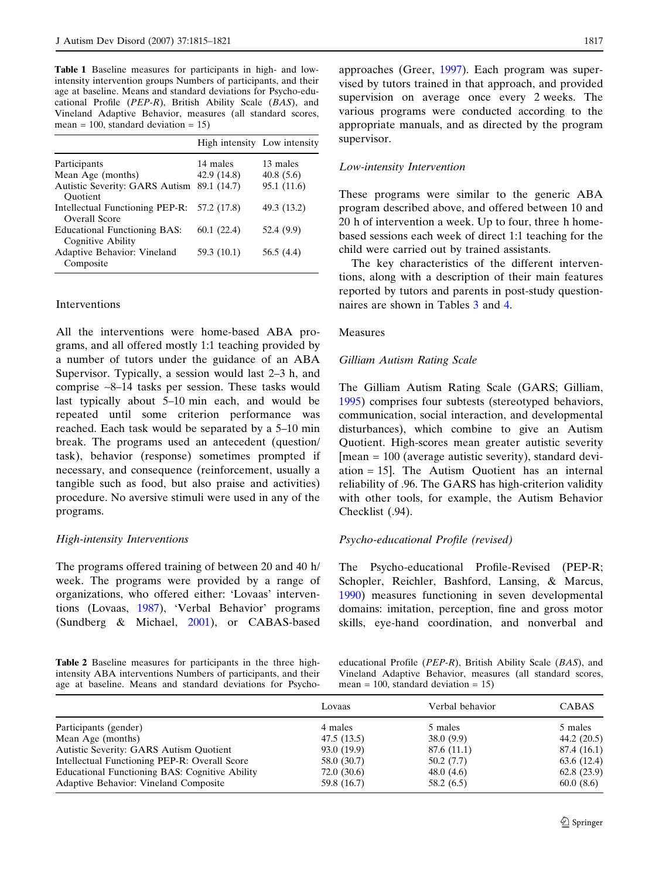**Table 1** Baseline measures for participants in high- and low-intensity intervention groups Numbers of participants, and their age at baseline. Means and standard deviations for Psycho-educational Profile (*PEP-R*), British Ability Scale (*BAS*), and Vineland Adaptive Behavior, measures (all standard scores, mean = 100, standard deviation = 15)

| | High intensity | Low intensity |
|---|---|---|
| Participants | 14 males | 13 males |
| Mean Age (months) | 42.9 (14.8) | 40.8 (5.6) |
| Autistic Severity: GARS Autism Quotient | 89.1 (14.7) | 95.1 (11.6) |
| Intellectual Functioning PEP-R: Overall Score | 57.2 (17.8) | 49.3 (13.2) |
| Educational Functioning BAS: Cognitive Ability | 60.1 (22.4) | 52.4 (9.9) |
| Adaptive Behavior: Vineland Composite | 59.3 (10.1) | 56.5 (4.4) |

## Interventions

All the interventions were home-based ABA programs, and all offered mostly 1:1 teaching provided by a number of tutors under the guidance of an ABA Supervisor. Typically, a session would last 2–3 h, and comprise ~8–14 tasks per session. These tasks would last typically about 5–10 min each, and would be repeated until some criterion performance was reached. Each task would be separated by a 5–10 min break. The programs used an antecedent (question/task), behavior (response) sometimes prompted if necessary, and consequence (reinforcement, usually a tangible such as food, but also praise and activities) procedure. No aversive stimuli were used in any of the programs.

### *High-intensity Interventions*

The programs offered training of between 20 and 40 h/week. The programs were provided by a range of organizations, who offered either: 'Lovaas' interventions (Lovaas, 1987), 'Verbal Behavior' programs (Sundberg & Michael, 2001), or CABAS-based approaches (Greer, 1997). Each program was supervised by tutors trained in that approach, and provided supervision on average once every 2 weeks. The various programs were conducted according to the appropriate manuals, and as directed by the program supervisor.

### *Low-intensity Intervention*

These programs were similar to the generic ABA program described above, and offered between 10 and 20 h of intervention a week. Up to four, three h home-based sessions each week of direct 1:1 teaching for the child were carried out by trained assistants.

The key characteristics of the different interventions, along with a description of their main features reported by tutors and parents in post-study questionnaires are shown in Tables 3 and 4.

## Measures

### *Gilliam Autism Rating Scale*

The Gilliam Autism Rating Scale (GARS; Gilliam, 1995) comprises four subtests (stereotyped behaviors, communication, social interaction, and developmental disturbances), which combine to give an Autism Quotient. High-scores mean greater autistic severity [mean = 100 (average autistic severity), standard deviation = 15]. The Autism Quotient has an internal reliability of .96. The GARS has high-criterion validity with other tools, for example, the Autism Behavior Checklist (.94).

### *Psycho-educational Profile (revised)*

The Psycho-educational Profile-Revised (PEP-R; Schopler, Reichler, Bashford, Lansing, & Marcus, 1990) measures functioning in seven developmental domains: imitation, perception, fine and gross motor skills, eye-hand coordination, and nonverbal and

**Table 2** Baseline measures for participants in the three high-intensity ABA interventions Numbers of participants, and their age at baseline. Means and standard deviations for Psycho-educational Profile (*PEP-R*), British Ability Scale (*BAS*), and Vineland Adaptive Behavior, measures (all standard scores, mean = 100, standard deviation = 15)

| | Lovaas | Verbal behavior | CABAS |
|---|---|---|---|
| Participants (gender) | 4 males | 5 males | 5 males |
| Mean Age (months) | 47.5 (13.5) | 38.0 (9.9) | 44.2 (20.5) |
| Autistic Severity: GARS Autism Quotient | 93.0 (19.9) | 87.6 (11.1) | 87.4 (16.1) |
| Intellectual Functioning PEP-R: Overall Score | 58.0 (30.7) | 50.2 (7.7) | 63.6 (12.4) |
| Educational Functioning BAS: Cognitive Ability | 72.0 (30.6) | 48.0 (4.6) | 62.8 (23.9) |
| Adaptive Behavior: Vineland Composite | 59.8 (16.7) | 58.2 (6.5) | 60.0 (8.6) |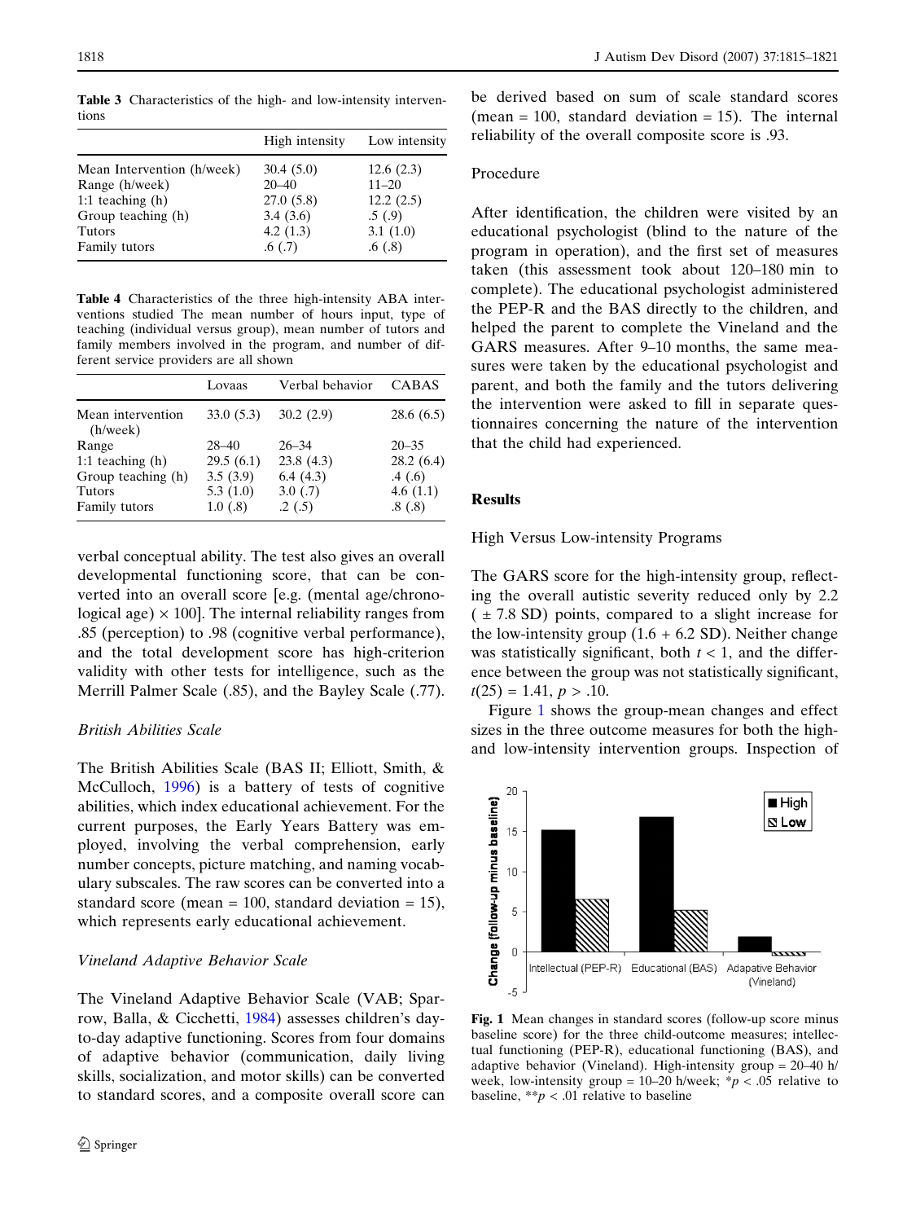**Table 3** Characteristics of the high- and low-intensity interventions

| | High intensity | Low intensity |
|---|---|---|
| Mean Intervention (h/week) | 30.4 (5.0) | 12.6 (2.3) |
| Range (h/week) | 20–40 | 11–20 |
| 1:1 teaching (h) | 27.0 (5.8) | 12.2 (2.5) |
| Group teaching (h) | 3.4 (3.6) | .5 (.9) |
| Tutors | 4.2 (1.3) | 3.1 (1.0) |
| Family tutors | .6 (.7) | .6 (.8) |

**Table 4** Characteristics of the three high-intensity ABA interventions studied The mean number of hours input, type of teaching (individual versus group), mean number of tutors and family members involved in the program, and number of different service providers are all shown

| | Lovaas | Verbal behavior | CABAS |
|---|---|---|---|
| Mean intervention (h/week) | 33.0 (5.3) | 30.2 (2.9) | 28.6 (6.5) |
| Range | 28–40 | 26–34 | 20–35 |
| 1:1 teaching (h) | 29.5 (6.1) | 23.8 (4.3) | 28.2 (6.4) |
| Group teaching (h) | 3.5 (3.9) | 6.4 (4.3) | .4 (.6) |
| Tutors | 5.3 (1.0) | 3.0 (.7) | 4.6 (1.1) |
| Family tutors | 1.0 (.8) | .2 (.5) | .8 (.8) |

verbal conceptual ability. The test also gives an overall developmental functioning score, that can be converted into an overall score [e.g. (mental age/chronological age) × 100]. The internal reliability ranges from .85 (perception) to .98 (cognitive verbal performance), and the total development score has high-criterion validity with other tests for intelligence, such as the Merrill Palmer Scale (.85), and the Bayley Scale (.77).

### *British Abilities Scale*

The British Abilities Scale (BAS II; Elliott, Smith, & McCulloch, 1996) is a battery of tests of cognitive abilities, which index educational achievement. For the current purposes, the Early Years Battery was employed, involving the verbal comprehension, early number concepts, picture matching, and naming vocabulary subscales. The raw scores can be converted into a standard score (mean = 100, standard deviation = 15), which represents early educational achievement.

### *Vineland Adaptive Behavior Scale*

The Vineland Adaptive Behavior Scale (VAB; Sparrow, Balla, & Cicchetti, 1984) assesses children's day-to-day adaptive functioning. Scores from four domains of adaptive behavior (communication, daily living skills, socialization, and motor skills) can be converted to standard scores, and a composite overall score can be derived based on sum of scale standard scores (mean = 100, standard deviation = 15). The internal reliability of the overall composite score is .93.

### Procedure

After identification, the children were visited by an educational psychologist (blind to the nature of the program in operation), and the first set of measures taken (this assessment took about 120–180 min to complete). The educational psychologist administered the PEP-R and the BAS directly to the children, and helped the parent to complete the Vineland and the GARS measures. After 9–10 months, the same measures were taken by the educational psychologist and parent, and both the family and the tutors delivering the intervention were asked to fill in separate questionnaires concerning the nature of the intervention that the child had experienced.

## Results

### High Versus Low-intensity Programs

The GARS score for the high-intensity group, reflecting the overall autistic severity reduced only by 2.2 (± 7.8 SD) points, compared to a slight increase for the low-intensity group (1.6 + 6.2 SD). Neither change was statistically significant, both $t < 1$, and the difference between the group was not statistically significant, $t(25) = 1.41$, $p > .10$.

Figure 1 shows the group-mean changes and effect sizes in the three outcome measures for both the high- and low-intensity intervention groups. Inspection of

**Fig. 1** Mean changes in standard scores (follow-up score minus baseline score) for the three child-outcome measures; intellectual functioning (PEP-R), educational functioning (BAS), and adaptive behavior (Vineland). High-intensity group = 20–40 h/week, low-intensity group = 10–20 h/week; \*$p < .05$ relative to baseline, \*\*$p < .01$ relative to baseline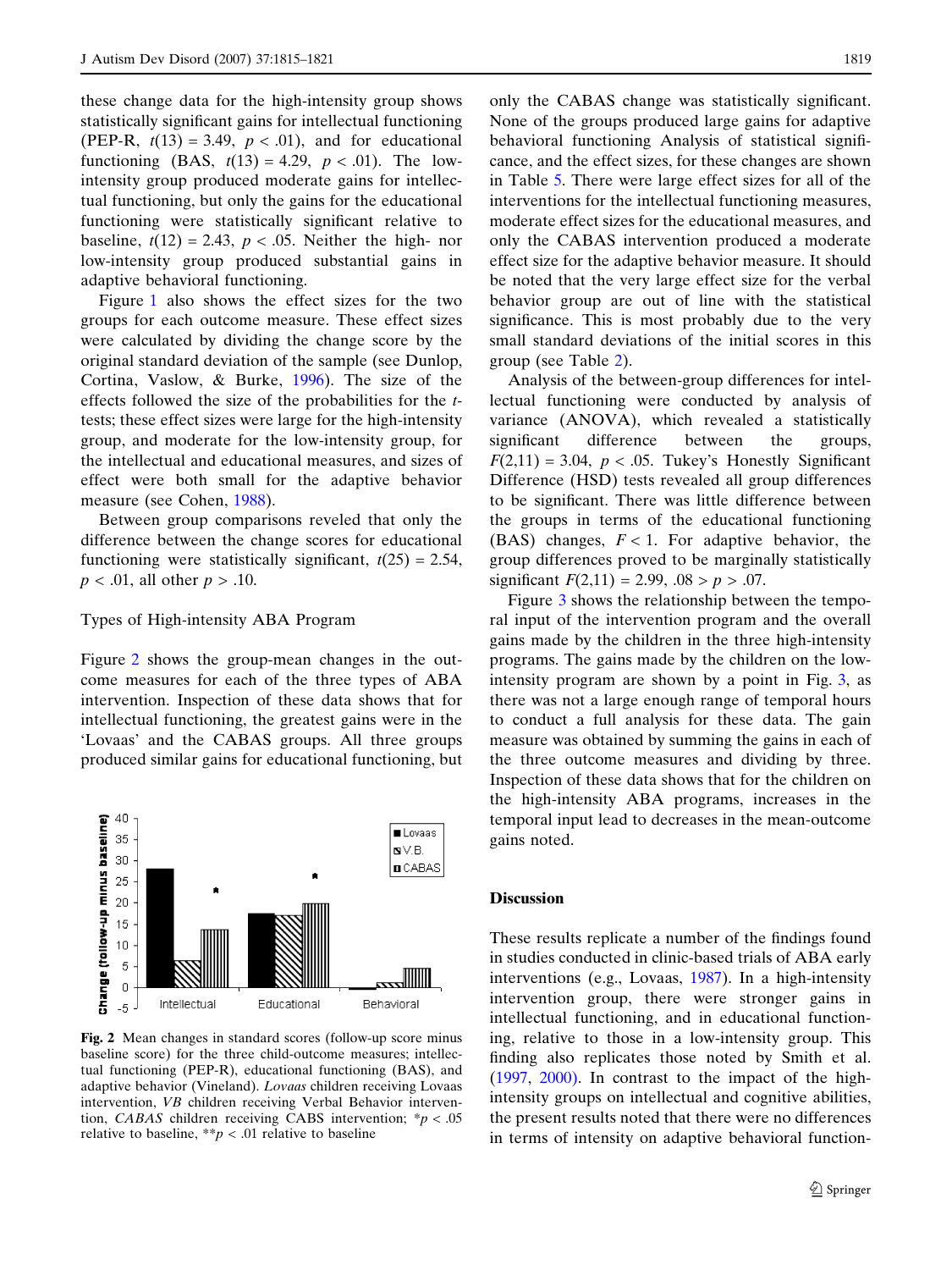these change data for the high-intensity group shows statistically significant gains for intellectual functioning (PEP-R, $t(13) = 3.49$, $p < .01$), and for educational functioning (BAS, $t(13) = 4.29$, $p < .01$). The low-intensity group produced moderate gains for intellectual functioning, but only the gains for the educational functioning were statistically significant relative to baseline, $t(12) = 2.43$, $p < .05$. Neither the high- nor low-intensity group produced substantial gains in adaptive behavioral functioning.

Figure 1 also shows the effect sizes for the two groups for each outcome measure. These effect sizes were calculated by dividing the change score by the original standard deviation of the sample (see Dunlop, Cortina, Vaslow, & Burke, 1996). The size of the effects followed the size of the probabilities for the *t*-tests; these effect sizes were large for the high-intensity group, and moderate for the low-intensity group, for the intellectual and educational measures, and sizes of effect were both small for the adaptive behavior measure (see Cohen, 1988).

Between group comparisons reveled that only the difference between the change scores for educational functioning were statistically significant, $t(25) = 2.54$, $p < .01$, all other $p > .10$.

## Types of High-intensity ABA Program

Figure 2 shows the group-mean changes in the outcome measures for each of the three types of ABA intervention. Inspection of these data shows that for intellectual functioning, the greatest gains were in the 'Lovaas' and the CABAS groups. All three groups produced similar gains for educational functioning, but only the CABAS change was statistically significant. None of the groups produced large gains for adaptive behavioral functioning Analysis of statistical significance, and the effect sizes, for these changes are shown in Table 5. There were large effect sizes for all of the interventions for the intellectual functioning measures, moderate effect sizes for the educational measures, and only the CABAS intervention produced a moderate effect size for the adaptive behavior measure. It should be noted that the very large effect size for the verbal behavior group are out of line with the statistical significance. This is most probably due to the very small standard deviations of the initial scores in this group (see Table 2).

**Fig. 2** Mean changes in standard scores (follow-up score minus baseline score) for the three child-outcome measures; intellectual functioning (PEP-R), educational functioning (BAS), and adaptive behavior (Vineland). *Lovaas* children receiving Lovaas intervention, *VB* children receiving Verbal Behavior intervention, *CABAS* children receiving CABS intervention; *$p < .05$ relative to baseline, **$p < .01$ relative to baseline

Analysis of the between-group differences for intellectual functioning were conducted by analysis of variance (ANOVA), which revealed a statistically significant difference between the groups, $F(2,11) = 3.04$, $p < .05$. Tukey's Honestly Significant Difference (HSD) tests revealed all group differences to be significant. There was little difference between the groups in terms of the educational functioning (BAS) changes, $F < 1$. For adaptive behavior, the group differences proved to be marginally statistically significant $F(2,11) = 2.99$, $.08 > p > .07$.

Figure 3 shows the relationship between the temporal input of the intervention program and the overall gains made by the children in the three high-intensity programs. The gains made by the children on the low-intensity program are shown by a point in Fig. 3, as there was not a large enough range of temporal hours to conduct a full analysis for these data. The gain measure was obtained by summing the gains in each of the three outcome measures and dividing by three. Inspection of these data shows that for the children on the high-intensity ABA programs, increases in the temporal input lead to decreases in the mean-outcome gains noted.

## Discussion

These results replicate a number of the findings found in studies conducted in clinic-based trials of ABA early interventions (e.g., Lovaas, 1987). In a high-intensity intervention group, there were stronger gains in intellectual functioning, and in educational functioning, relative to those in a low-intensity group. This finding also replicates those noted by Smith et al. (1997, 2000). In contrast to the impact of the high-intensity groups on intellectual and cognitive abilities, the present results noted that there were no differences in terms of intensity on adaptive behavioral function-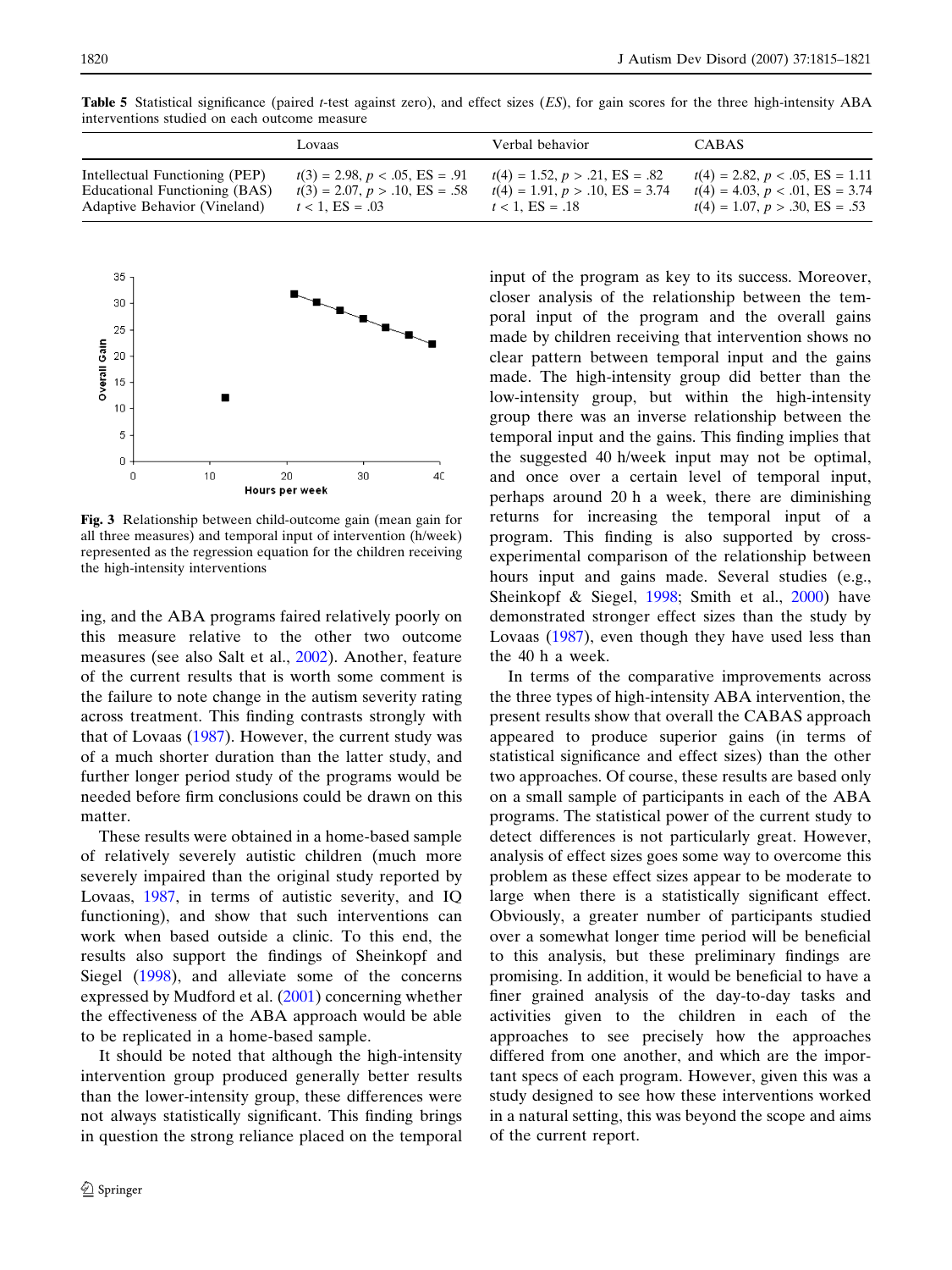**Table 5** Statistical significance (paired *t*-test against zero), and effect sizes (*ES*), for gain scores for the three high-intensity ABA interventions studied on each outcome measure

| | Lovaas | Verbal behavior | CABAS |
|---|---|---|---|
| Intellectual Functioning (PEP) | $t(3) = 2.98$, $p < .05$, ES = .91 | $t(4) = 1.52$, $p > .21$, ES = .82 | $t(4) = 2.82$, $p < .05$, ES = 1.11 |
| Educational Functioning (BAS) | $t(3) = 2.07$, $p > .10$, ES = .58 | $t(4) = 1.91$, $p > .10$, ES = 3.74 | $t(4) = 4.03$, $p < .01$, ES = 3.74 |
| Adaptive Behavior (Vineland) | $t < 1$, ES = .03 | $t < 1$, ES = .18 | $t(4) = 1.07$, $p > .30$, ES = .53 |

**Fig. 3** Relationship between child-outcome gain (mean gain for all three measures) and temporal input of intervention (h/week) represented as the regression equation for the children receiving the high-intensity interventions

ing, and the ABA programs faired relatively poorly on this measure relative to the other two outcome measures (see also Salt et al., 2002). Another, feature of the current results that is worth some comment is the failure to note change in the autism severity rating across treatment. This finding contrasts strongly with that of Lovaas (1987). However, the current study was of a much shorter duration than the latter study, and further longer period study of the programs would be needed before firm conclusions could be drawn on this matter.

These results were obtained in a home-based sample of relatively severely autistic children (much more severely impaired than the original study reported by Lovaas, 1987, in terms of autistic severity, and IQ functioning), and show that such interventions can work when based outside a clinic. To this end, the results also support the findings of Sheinkopf and Siegel (1998), and alleviate some of the concerns expressed by Mudford et al. (2001) concerning whether the effectiveness of the ABA approach would be able to be replicated in a home-based sample.

It should be noted that although the high-intensity intervention group produced generally better results than the lower-intensity group, these differences were not always statistically significant. This finding brings in question the strong reliance placed on the temporal input of the program as key to its success. Moreover, closer analysis of the relationship between the temporal input of the program and the overall gains made by children receiving that intervention shows no clear pattern between temporal input and the gains made. The high-intensity group did better than the low-intensity group, but within the high-intensity group there was an inverse relationship between the temporal input and the gains. This finding implies that the suggested 40 h/week input may not be optimal, and once over a certain level of temporal input, perhaps around 20 h a week, there are diminishing returns for increasing the temporal input of a program. This finding is also supported by cross-experimental comparison of the relationship between hours input and gains made. Several studies (e.g., Sheinkopf & Siegel, 1998; Smith et al., 2000) have demonstrated stronger effect sizes than the study by Lovaas (1987), even though they have used less than the 40 h a week.

In terms of the comparative improvements across the three types of high-intensity ABA intervention, the present results show that overall the CABAS approach appeared to produce superior gains (in terms of statistical significance and effect sizes) than the other two approaches. Of course, these results are based only on a small sample of participants in each of the ABA programs. The statistical power of the current study to detect differences is not particularly great. However, analysis of effect sizes goes some way to overcome this problem as these effect sizes appear to be moderate to large when there is a statistically significant effect. Obviously, a greater number of participants studied over a somewhat longer time period will be beneficial to this analysis, but these preliminary findings are promising. In addition, it would be beneficial to have a finer grained analysis of the day-to-day tasks and activities given to the children in each of the approaches to see precisely how the approaches differed from one another, and which are the important specs of each program. However, given this was a study designed to see how these interventions worked in a natural setting, this was beyond the scope and aims of the current report.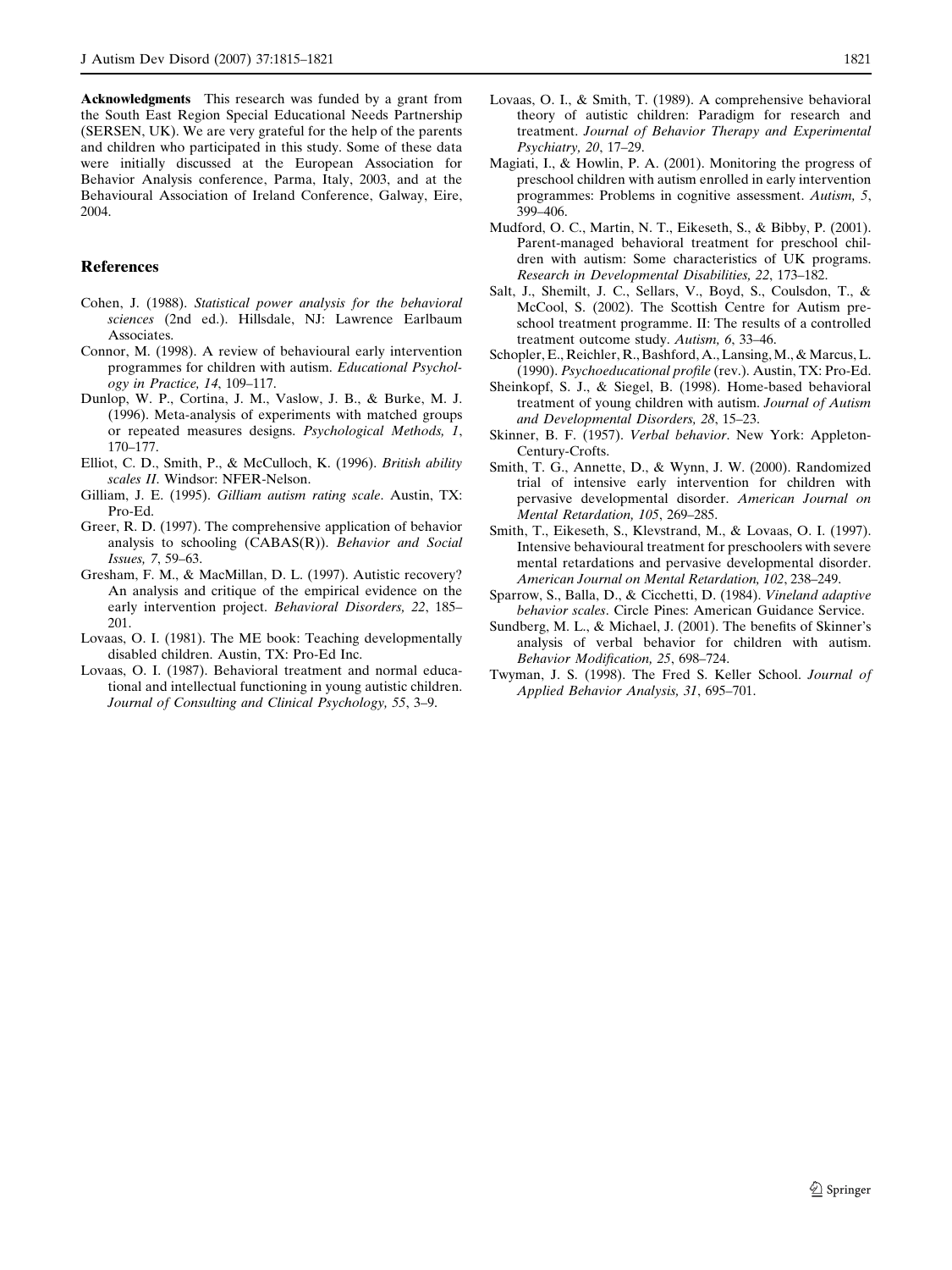**Acknowledgments** This research was funded by a grant from the South East Region Special Educational Needs Partnership (SERSEN, UK). We are very grateful for the help of the parents and children who participated in this study. Some of these data were initially discussed at the European Association for Behavior Analysis conference, Parma, Italy, 2003, and at the Behavioural Association of Ireland Conference, Galway, Eire, 2004.

## References

Cohen, J. (1988). *Statistical power analysis for the behavioral sciences* (2nd ed.). Hillsdale, NJ: Lawrence Earlbaum Associates.

Connor, M. (1998). A review of behavioural early intervention programmes for children with autism. *Educational Psychology in Practice, 14*, 109–117.

Dunlop, W. P., Cortina, J. M., Vaslow, J. B., & Burke, M. J. (1996). Meta-analysis of experiments with matched groups or repeated measures designs. *Psychological Methods, 1*, 170–177.

Elliot, C. D., Smith, P., & McCulloch, K. (1996). *British ability scales II*. Windsor: NFER-Nelson.

Gilliam, J. E. (1995). *Gilliam autism rating scale*. Austin, TX: Pro-Ed.

Greer, R. D. (1997). The comprehensive application of behavior analysis to schooling (CABAS(R)). *Behavior and Social Issues, 7*, 59–63.

Gresham, F. M., & MacMillan, D. L. (1997). Autistic recovery? An analysis and critique of the empirical evidence on the early intervention project. *Behavioral Disorders, 22*, 185–201.

Lovaas, O. I. (1981). The ME book: Teaching developmentally disabled children. Austin, TX: Pro-Ed Inc.

Lovaas, O. I. (1987). Behavioral treatment and normal educational and intellectual functioning in young autistic children. *Journal of Consulting and Clinical Psychology, 55*, 3–9.

Lovaas, O. I., & Smith, T. (1989). A comprehensive behavioral theory of autistic children: Paradigm for research and treatment. *Journal of Behavior Therapy and Experimental Psychiatry, 20*, 17–29.

Magiati, I., & Howlin, P. A. (2001). Monitoring the progress of preschool children with autism enrolled in early intervention programmes: Problems in cognitive assessment. *Autism, 5*, 399–406.

Mudford, O. C., Martin, N. T., Eikeseth, S., & Bibby, P. (2001). Parent-managed behavioral treatment for preschool children with autism: Some characteristics of UK programs. *Research in Developmental Disabilities, 22*, 173–182.

Salt, J., Shemilt, J. C., Sellars, V., Boyd, S., Coulsdon, T., & McCool, S. (2002). The Scottish Centre for Autism preschool treatment programme. II: The results of a controlled treatment outcome study. *Autism, 6*, 33–46.

Schopler, E., Reichler, R., Bashford, A., Lansing, M., & Marcus, L. (1990). *Psychoeducational profile* (rev.). Austin, TX: Pro-Ed.

Sheinkopf, S. J., & Siegel, B. (1998). Home-based behavioral treatment of young children with autism. *Journal of Autism and Developmental Disorders, 28*, 15–23.

Skinner, B. F. (1957). *Verbal behavior*. New York: Appleton-Century-Crofts.

Smith, T. G., Annette, D., & Wynn, J. W. (2000). Randomized trial of intensive early intervention for children with pervasive developmental disorder. *American Journal on Mental Retardation, 105*, 269–285.

Smith, T., Eikeseth, S., Klevstrand, M., & Lovaas, O. I. (1997). Intensive behavioural treatment for preschoolers with severe mental retardations and pervasive developmental disorder. *American Journal on Mental Retardation, 102*, 238–249.

Sparrow, S., Balla, D., & Cicchetti, D. (1984). *Vineland adaptive behavior scales*. Circle Pines: American Guidance Service.

Sundberg, M. L., & Michael, J. (2001). The benefits of Skinner's analysis of verbal behavior for children with autism. *Behavior Modification, 25*, 698–724.

Twyman, J. S. (1998). The Fred S. Keller School. *Journal of Applied Behavior Analysis, 31*, 695–701.